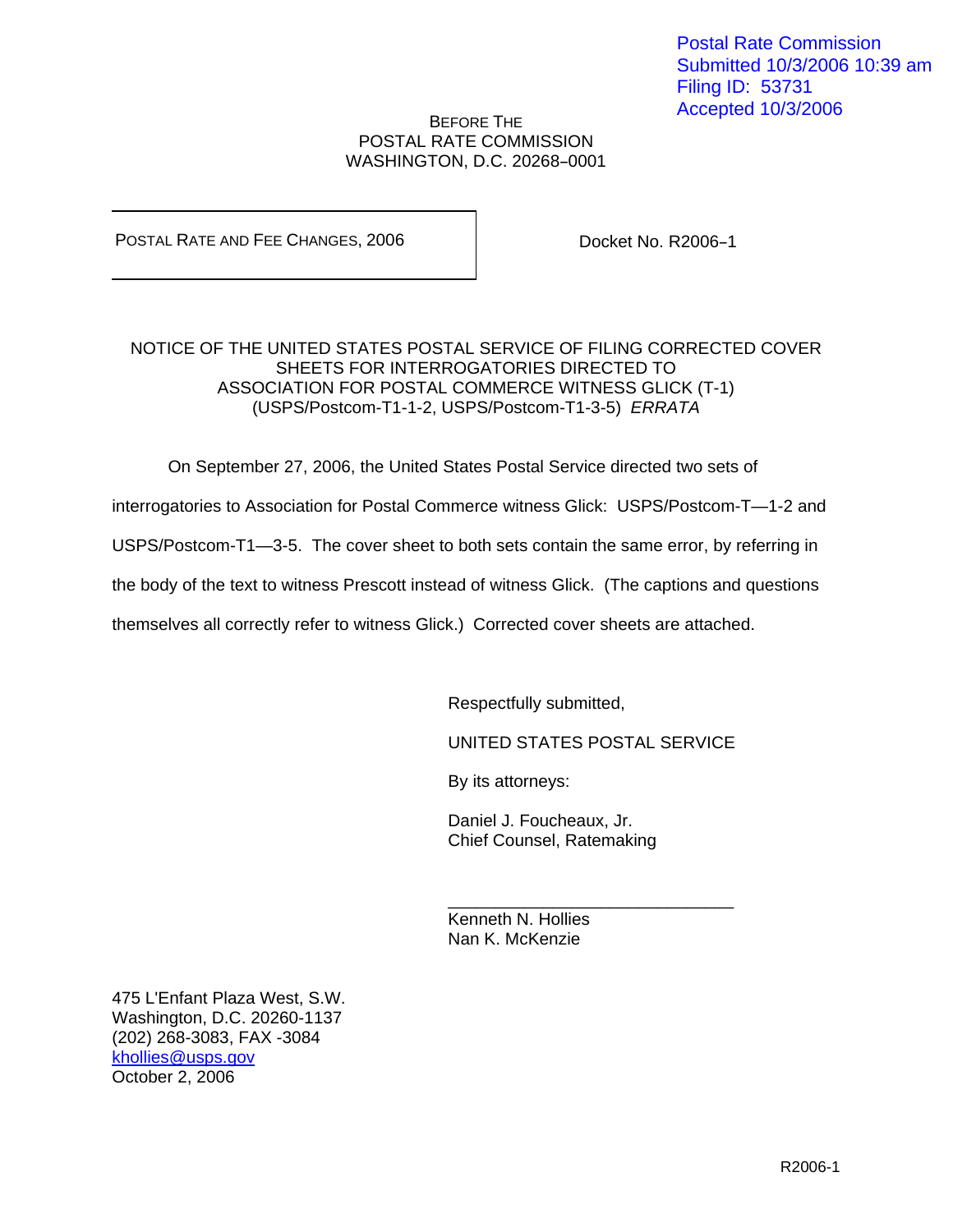Postal Rate Commission
Submitted 10/3/2006 10:39 am
Filing ID: 53731
Accepted 10/3/2006

BEFORE THE
POSTAL RATE COMMISSION
WASHINGTON, D.C. 20268–0001

| POSTAL RATE AND FEE CHANGES, 2006 | Docket No. R2006–1 |
|---|---|

NOTICE OF THE UNITED STATES POSTAL SERVICE OF FILING CORRECTED COVER SHEETS FOR INTERROGATORIES DIRECTED TO ASSOCIATION FOR POSTAL COMMERCE WITNESS GLICK (T-1) (USPS/Postcom-T1-1-2, USPS/Postcom-T1-3-5) *ERRATA*

On September 27, 2006, the United States Postal Service directed two sets of interrogatories to Association for Postal Commerce witness Glick: USPS/Postcom-T—1-2 and USPS/Postcom-T1—3-5. The cover sheet to both sets contain the same error, by referring in the body of the text to witness Prescott instead of witness Glick. (The captions and questions themselves all correctly refer to witness Glick.) Corrected cover sheets are attached.

Respectfully submitted,

UNITED STATES POSTAL SERVICE

By its attorneys:

Daniel J. Foucheaux, Jr.
Chief Counsel, Ratemaking

______________________________
Kenneth N. Hollies
Nan K. McKenzie

475 L'Enfant Plaza West, S.W.
Washington, D.C. 20260-1137
(202) 268-3083, FAX -3084
khollies@usps.gov
October 2, 2006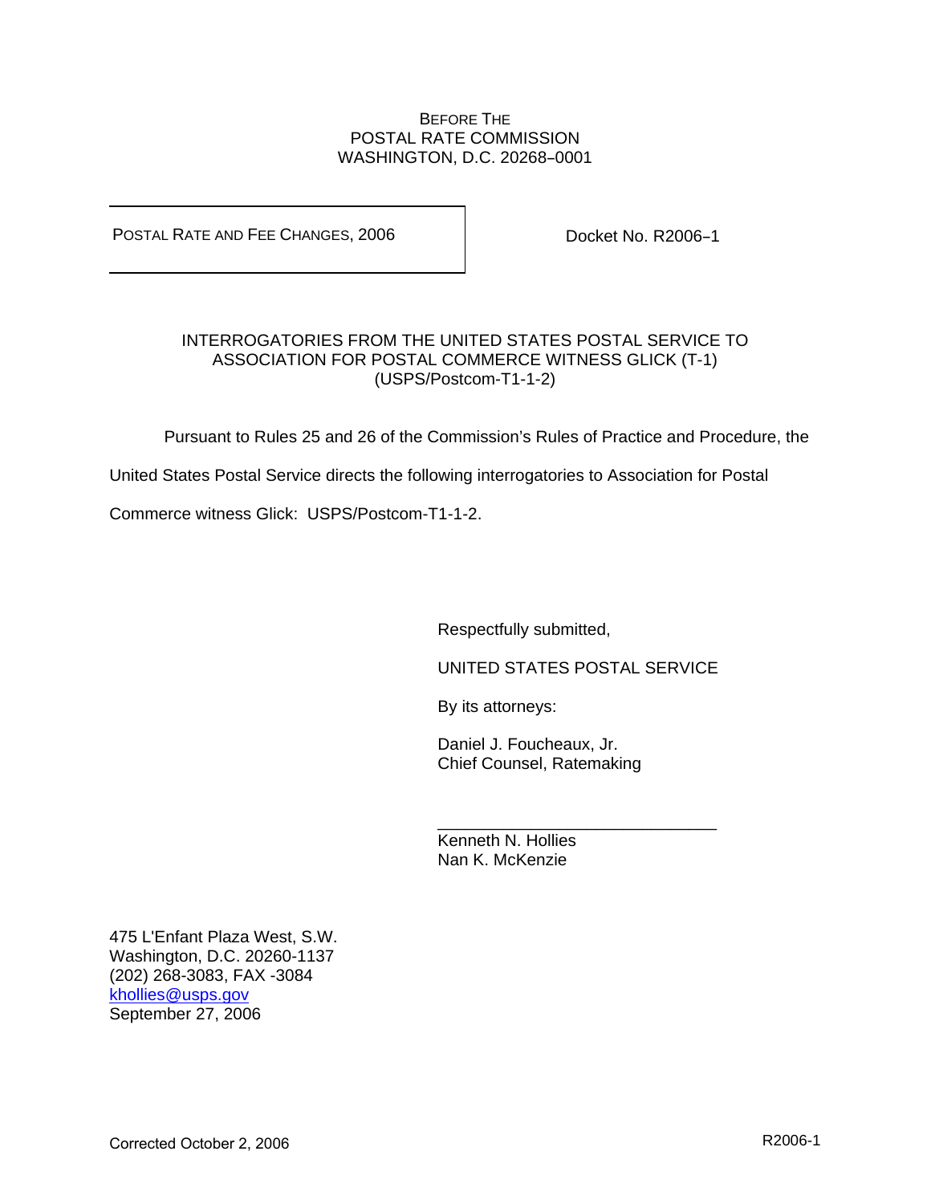BEFORE THE
POSTAL RATE COMMISSION
WASHINGTON, D.C. 20268–0001

| POSTAL RATE AND FEE CHANGES, 2006 | Docket No. R2006–1 |
|---|---|

INTERROGATORIES FROM THE UNITED STATES POSTAL SERVICE TO ASSOCIATION FOR POSTAL COMMERCE WITNESS GLICK (T-1) (USPS/Postcom-T1-1-2)

Pursuant to Rules 25 and 26 of the Commission's Rules of Practice and Procedure, the United States Postal Service directs the following interrogatories to Association for Postal Commerce witness Glick: USPS/Postcom-T1-1-2.

Respectfully submitted,

UNITED STATES POSTAL SERVICE

By its attorneys:

Daniel J. Foucheaux, Jr.
Chief Counsel, Ratemaking

______________________________
Kenneth N. Hollies
Nan K. McKenzie

475 L'Enfant Plaza West, S.W.
Washington, D.C. 20260-1137
(202) 268-3083, FAX -3084
khollies@usps.gov
September 27, 2006

Corrected October 2, 2006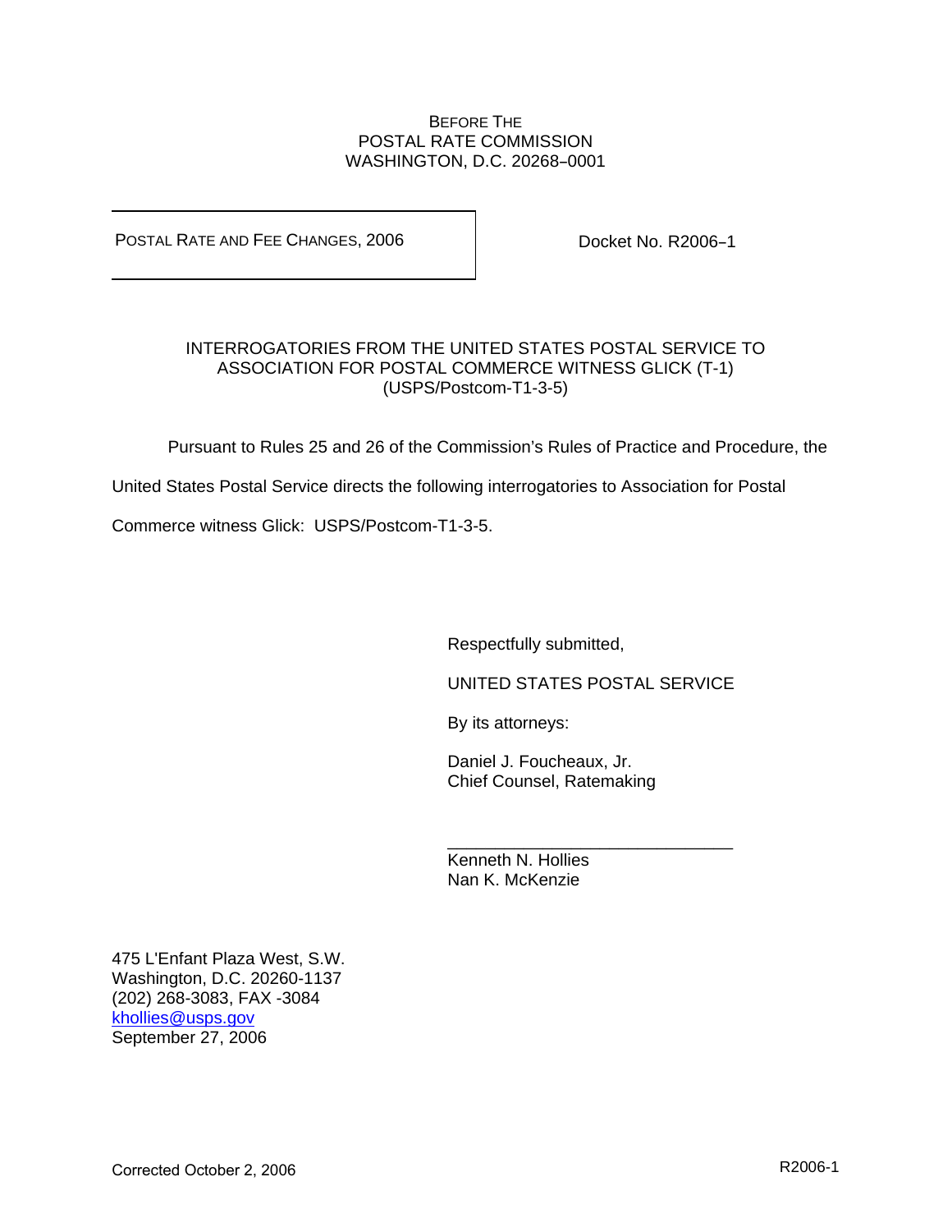BEFORE THE
POSTAL RATE COMMISSION
WASHINGTON, D.C. 20268–0001

| | |
|---|---|
| POSTAL RATE AND FEE CHANGES, 2006 | Docket No. R2006–1 |

INTERROGATORIES FROM THE UNITED STATES POSTAL SERVICE TO ASSOCIATION FOR POSTAL COMMERCE WITNESS GLICK (T-1)
(USPS/Postcom-T1-3-5)

Pursuant to Rules 25 and 26 of the Commission's Rules of Practice and Procedure, the United States Postal Service directs the following interrogatories to Association for Postal Commerce witness Glick: USPS/Postcom-T1-3-5.

Respectfully submitted,

UNITED STATES POSTAL SERVICE

By its attorneys:

Daniel J. Foucheaux, Jr.
Chief Counsel, Ratemaking

\_\_\_\_\_\_\_\_\_\_\_\_\_\_\_\_\_\_\_\_\_\_\_\_\_\_\_\_\_\_
Kenneth N. Hollies
Nan K. McKenzie

475 L'Enfant Plaza West, S.W.
Washington, D.C. 20260-1137
(202) 268-3083, FAX -3084
khollies@usps.gov
September 27, 2006

Corrected October 2, 2006